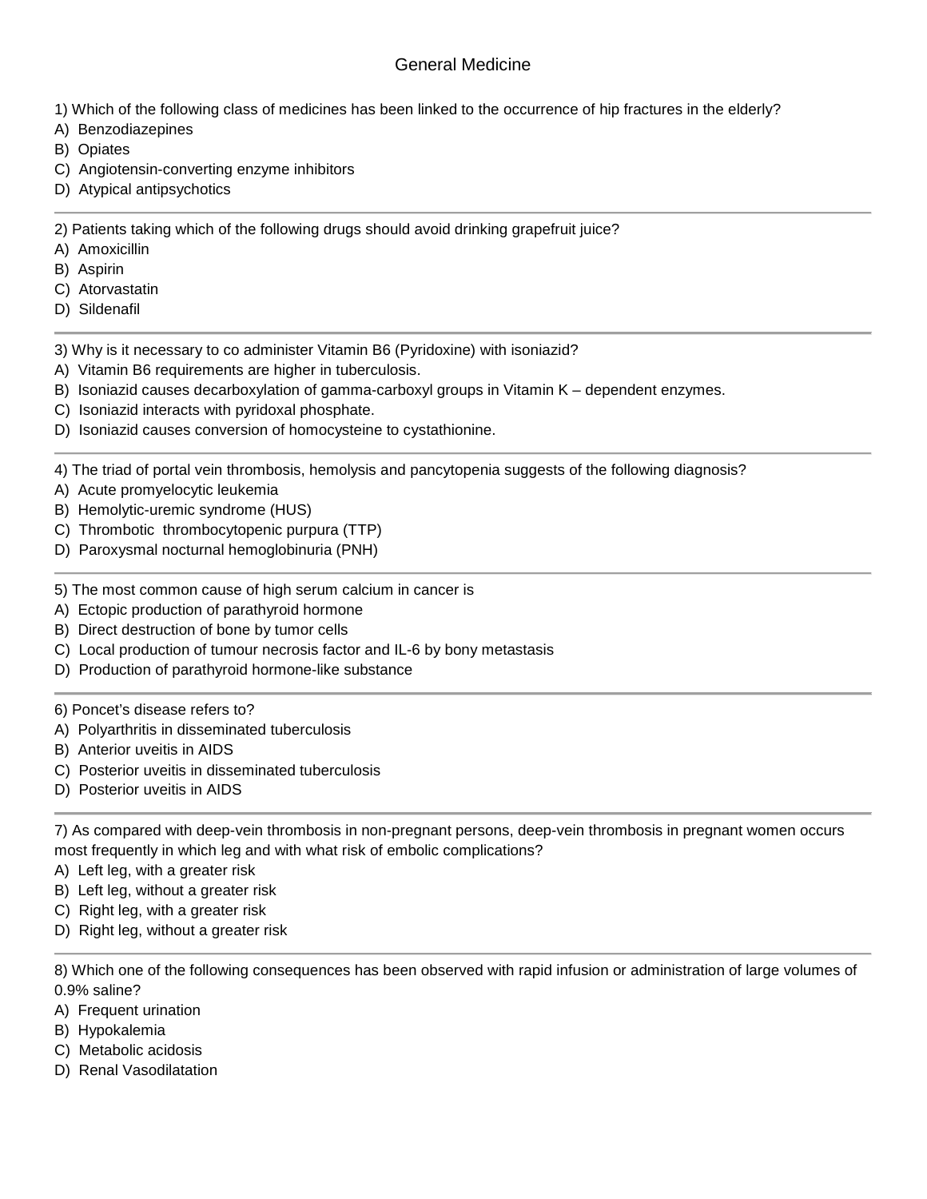# General Medicine

1) Which of the following class of medicines has been linked to the occurrence of hip fractures in the elderly?

A) Benzodiazepines
B) Opiates
C) Angiotensin-converting enzyme inhibitors
D) Atypical antipsychotics

---

2) Patients taking which of the following drugs should avoid drinking grapefruit juice?

A) Amoxicillin
B) Aspirin
C) Atorvastatin
D) Sildenafil

---

3) Why is it necessary to co administer Vitamin B6 (Pyridoxine) with isoniazid?

A) Vitamin B6 requirements are higher in tuberculosis.
B) Isoniazid causes decarboxylation of gamma-carboxyl groups in Vitamin K – dependent enzymes.
C) Isoniazid interacts with pyridoxal phosphate.
D) Isoniazid causes conversion of homocysteine to cystathionine.

---

4) The triad of portal vein thrombosis, hemolysis and pancytopenia suggests of the following diagnosis?

A) Acute promyelocytic leukemia
B) Hemolytic-uremic syndrome (HUS)
C) Thrombotic thrombocytopenic purpura (TTP)
D) Paroxysmal nocturnal hemoglobinuria (PNH)

---

5) The most common cause of high serum calcium in cancer is

A) Ectopic production of parathyroid hormone
B) Direct destruction of bone by tumor cells
C) Local production of tumour necrosis factor and IL-6 by bony metastasis
D) Production of parathyroid hormone-like substance

---

6) Poncet's disease refers to?

A) Polyarthritis in disseminated tuberculosis
B) Anterior uveitis in AIDS
C) Posterior uveitis in disseminated tuberculosis
D) Posterior uveitis in AIDS

---

7) As compared with deep-vein thrombosis in non-pregnant persons, deep-vein thrombosis in pregnant women occurs most frequently in which leg and with what risk of embolic complications?

A) Left leg, with a greater risk
B) Left leg, without a greater risk
C) Right leg, with a greater risk
D) Right leg, without a greater risk

---

8) Which one of the following consequences has been observed with rapid infusion or administration of large volumes of 0.9% saline?

A) Frequent urination
B) Hypokalemia
C) Metabolic acidosis
D) Renal Vasodilatation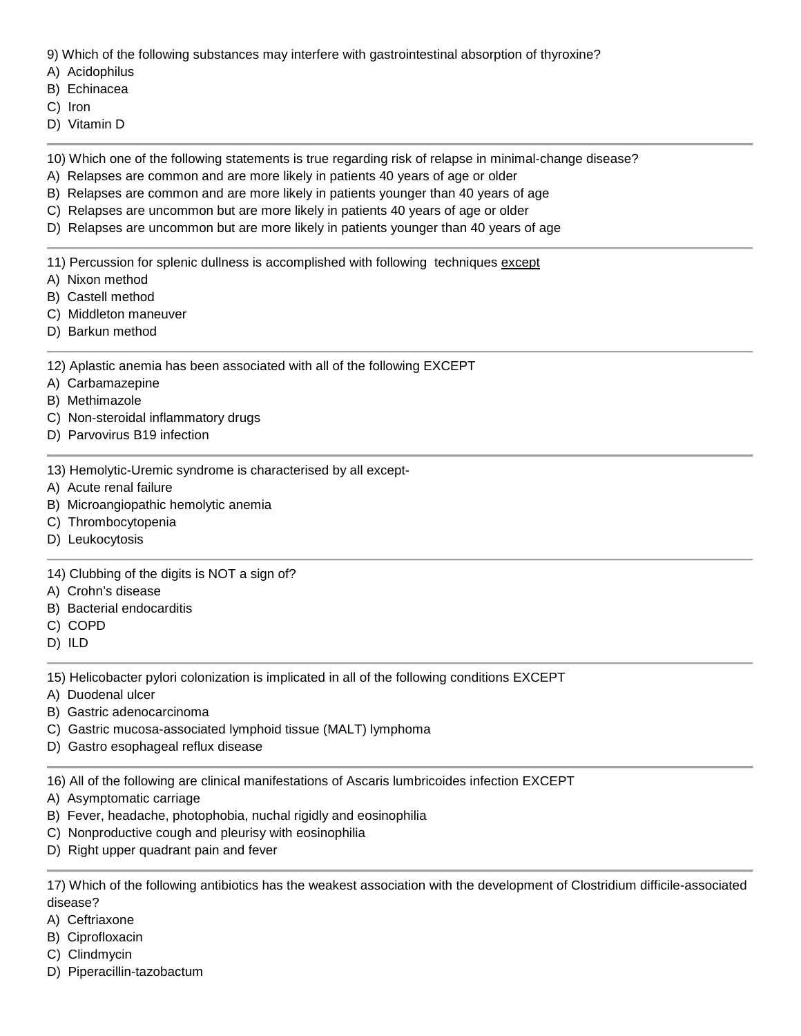9) Which of the following substances may interfere with gastrointestinal absorption of thyroxine?

A) Acidophilus
B) Echinacea
C) Iron
D) Vitamin D

---

10) Which one of the following statements is true regarding risk of relapse in minimal-change disease?

A) Relapses are common and are more likely in patients 40 years of age or older
B) Relapses are common and are more likely in patients younger than 40 years of age
C) Relapses are uncommon but are more likely in patients 40 years of age or older
D) Relapses are uncommon but are more likely in patients younger than 40 years of age

---

11) Percussion for splenic dullness is accomplished with following techniques <u>except</u>

A) Nixon method
B) Castell method
C) Middleton maneuver
D) Barkun method

---

12) Aplastic anemia has been associated with all of the following EXCEPT

A) Carbamazepine
B) Methimazole
C) Non-steroidal inflammatory drugs
D) Parvovirus B19 infection

---

13) Hemolytic-Uremic syndrome is characterised by all except-

A) Acute renal failure
B) Microangiopathic hemolytic anemia
C) Thrombocytopenia
D) Leukocytosis

---

14) Clubbing of the digits is NOT a sign of?

A) Crohn's disease
B) Bacterial endocarditis
C) COPD
D) ILD

---

15) Helicobacter pylori colonization is implicated in all of the following conditions EXCEPT

A) Duodenal ulcer
B) Gastric adenocarcinoma
C) Gastric mucosa-associated lymphoid tissue (MALT) lymphoma
D) Gastro esophageal reflux disease

---

16) All of the following are clinical manifestations of Ascaris lumbricoides infection EXCEPT

A) Asymptomatic carriage
B) Fever, headache, photophobia, nuchal rigidly and eosinophilia
C) Nonproductive cough and pleurisy with eosinophilia
D) Right upper quadrant pain and fever

---

17) Which of the following antibiotics has the weakest association with the development of Clostridium difficile-associated disease?

A) Ceftriaxone
B) Ciprofloxacin
C) Clindmycin
D) Piperacillin-tazobactum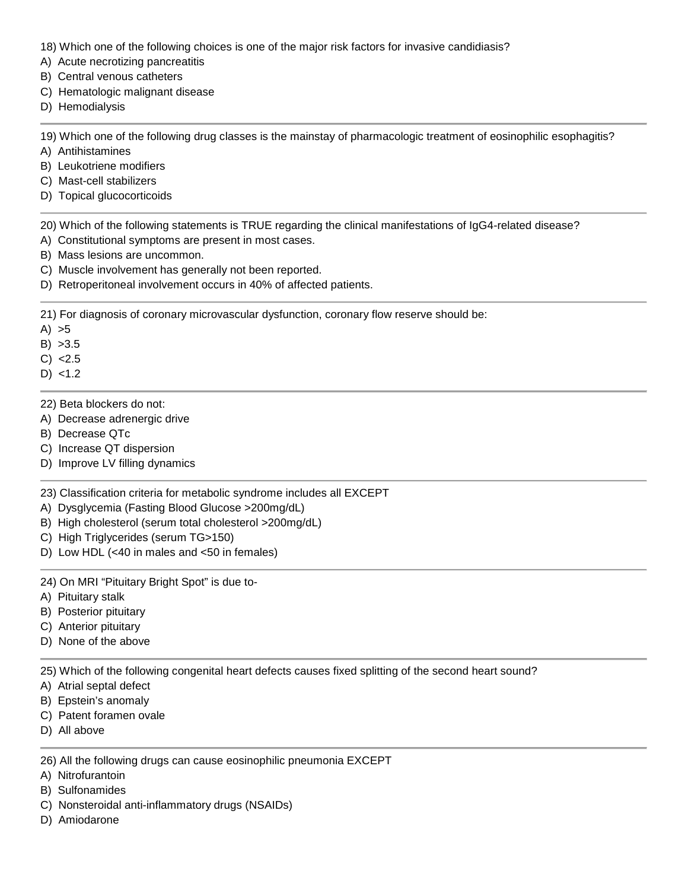18) Which one of the following choices is one of the major risk factors for invasive candidiasis?
A) Acute necrotizing pancreatitis
B) Central venous catheters
C) Hematologic malignant disease
D) Hemodialysis

---

19) Which one of the following drug classes is the mainstay of pharmacologic treatment of eosinophilic esophagitis?
A) Antihistamines
B) Leukotriene modifiers
C) Mast-cell stabilizers
D) Topical glucocorticoids

---

20) Which of the following statements is TRUE regarding the clinical manifestations of IgG4-related disease?
A) Constitutional symptoms are present in most cases.
B) Mass lesions are uncommon.
C) Muscle involvement has generally not been reported.
D) Retroperitoneal involvement occurs in 40% of affected patients.

---

21) For diagnosis of coronary microvascular dysfunction, coronary flow reserve should be:
A) >5
B) >3.5
C) <2.5
D) <1.2

---

22) Beta blockers do not:
A) Decrease adrenergic drive
B) Decrease QTc
C) Increase QT dispersion
D) Improve LV filling dynamics

---

23) Classification criteria for metabolic syndrome includes all EXCEPT
A) Dysglycemia (Fasting Blood Glucose >200mg/dL)
B) High cholesterol (serum total cholesterol >200mg/dL)
C) High Triglycerides (serum TG>150)
D) Low HDL (<40 in males and <50 in females)

---

24) On MRI “Pituitary Bright Spot” is due to-
A) Pituitary stalk
B) Posterior pituitary
C) Anterior pituitary
D) None of the above

---

25) Which of the following congenital heart defects causes fixed splitting of the second heart sound?
A) Atrial septal defect
B) Epstein’s anomaly
C) Patent foramen ovale
D) All above

---

26) All the following drugs can cause eosinophilic pneumonia EXCEPT
A) Nitrofurantoin
B) Sulfonamides
C) Nonsteroidal anti-inflammatory drugs (NSAIDs)
D) Amiodarone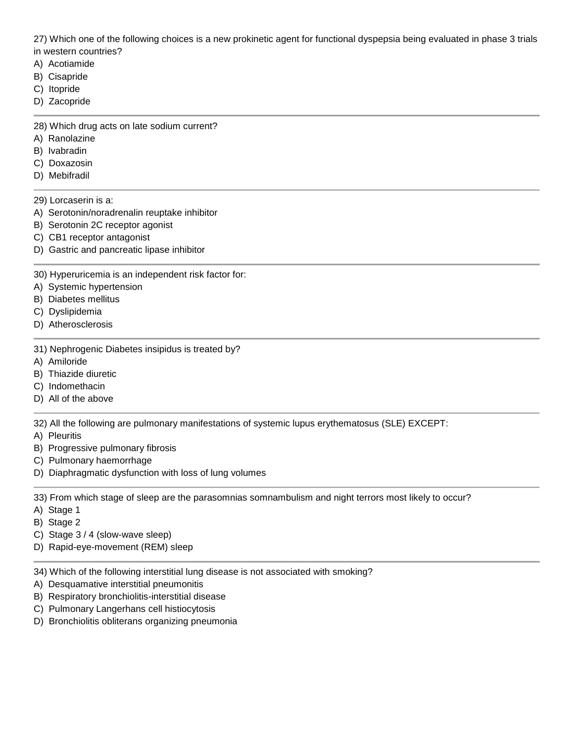27) Which one of the following choices is a new prokinetic agent for functional dyspepsia being evaluated in phase 3 trials in western countries?

A) Acotiamide
B) Cisapride
C) Itopride
D) Zacopride

---

28) Which drug acts on late sodium current?

A) Ranolazine
B) Ivabradin
C) Doxazosin
D) Mebifradil

---

29) Lorcaserin is a:

A) Serotonin/noradrenalin reuptake inhibitor
B) Serotonin 2C receptor agonist
C) CB1 receptor antagonist
D) Gastric and pancreatic lipase inhibitor

---

30) Hyperuricemia is an independent risk factor for:

A) Systemic hypertension
B) Diabetes mellitus
C) Dyslipidemia
D) Atherosclerosis

---

31) Nephrogenic Diabetes insipidus is treated by?

A) Amiloride
B) Thiazide diuretic
C) Indomethacin
D) All of the above

---

32) All the following are pulmonary manifestations of systemic lupus erythematosus (SLE) EXCEPT:

A) Pleuritis
B) Progressive pulmonary fibrosis
C) Pulmonary haemorrhage
D) Diaphragmatic dysfunction with loss of lung volumes

---

33) From which stage of sleep are the parasomnias somnambulism and night terrors most likely to occur?

A) Stage 1
B) Stage 2
C) Stage 3 / 4 (slow-wave sleep)
D) Rapid-eye-movement (REM) sleep

---

34) Which of the following interstitial lung disease is not associated with smoking?

A) Desquamative interstitial pneumonitis
B) Respiratory bronchiolitis-interstitial disease
C) Pulmonary Langerhans cell histiocytosis
D) Bronchiolitis obliterans organizing pneumonia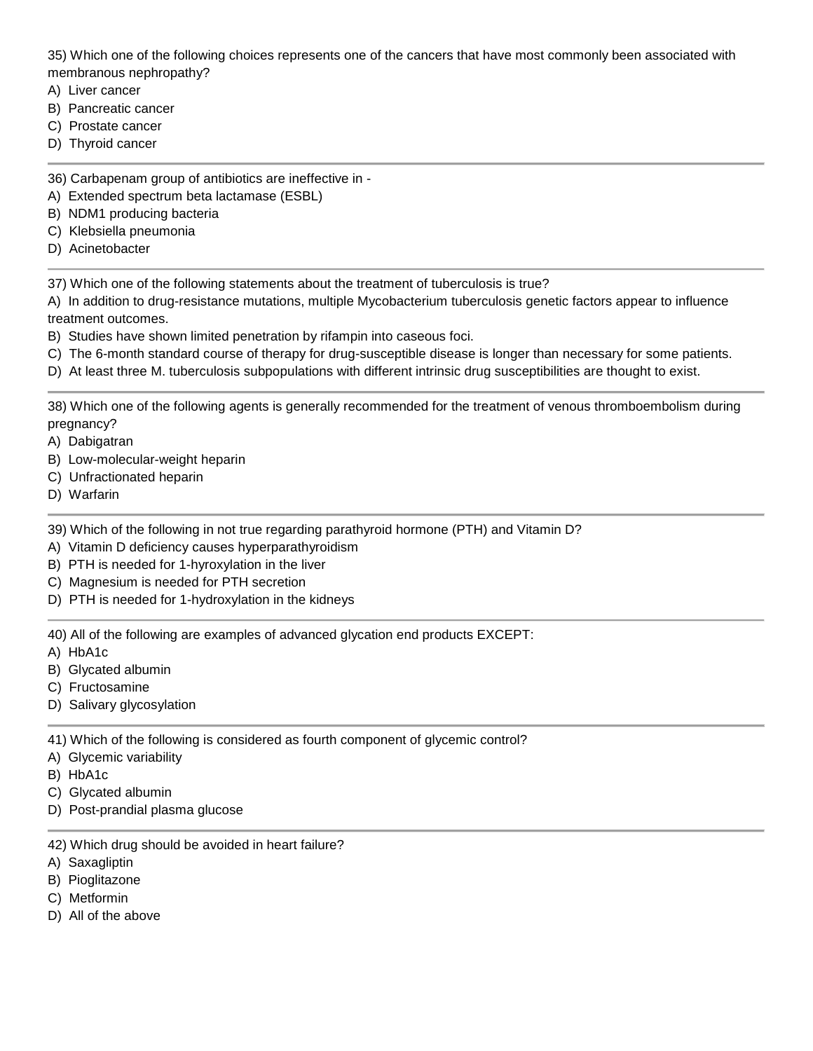35) Which one of the following choices represents one of the cancers that have most commonly been associated with membranous nephropathy?

A) Liver cancer
B) Pancreatic cancer
C) Prostate cancer
D) Thyroid cancer

---

36) Carbapenam group of antibiotics are ineffective in -

A) Extended spectrum beta lactamase (ESBL)
B) NDM1 producing bacteria
C) Klebsiella pneumonia
D) Acinetobacter

---

37) Which one of the following statements about the treatment of tuberculosis is true?

A) In addition to drug-resistance mutations, multiple Mycobacterium tuberculosis genetic factors appear to influence treatment outcomes.
B) Studies have shown limited penetration by rifampin into caseous foci.
C) The 6-month standard course of therapy for drug-susceptible disease is longer than necessary for some patients.
D) At least three M. tuberculosis subpopulations with different intrinsic drug susceptibilities are thought to exist.

---

38) Which one of the following agents is generally recommended for the treatment of venous thromboembolism during pregnancy?

A) Dabigatran
B) Low-molecular-weight heparin
C) Unfractionated heparin
D) Warfarin

---

39) Which of the following in not true regarding parathyroid hormone (PTH) and Vitamin D?

A) Vitamin D deficiency causes hyperparathyroidism
B) PTH is needed for 1-hyroxylation in the liver
C) Magnesium is needed for PTH secretion
D) PTH is needed for 1-hydroxylation in the kidneys

---

40) All of the following are examples of advanced glycation end products EXCEPT:

A) HbA1c
B) Glycated albumin
C) Fructosamine
D) Salivary glycosylation

---

41) Which of the following is considered as fourth component of glycemic control?

A) Glycemic variability
B) HbA1c
C) Glycated albumin
D) Post-prandial plasma glucose

---

42) Which drug should be avoided in heart failure?

A) Saxagliptin
B) Pioglitazone
C) Metformin
D) All of the above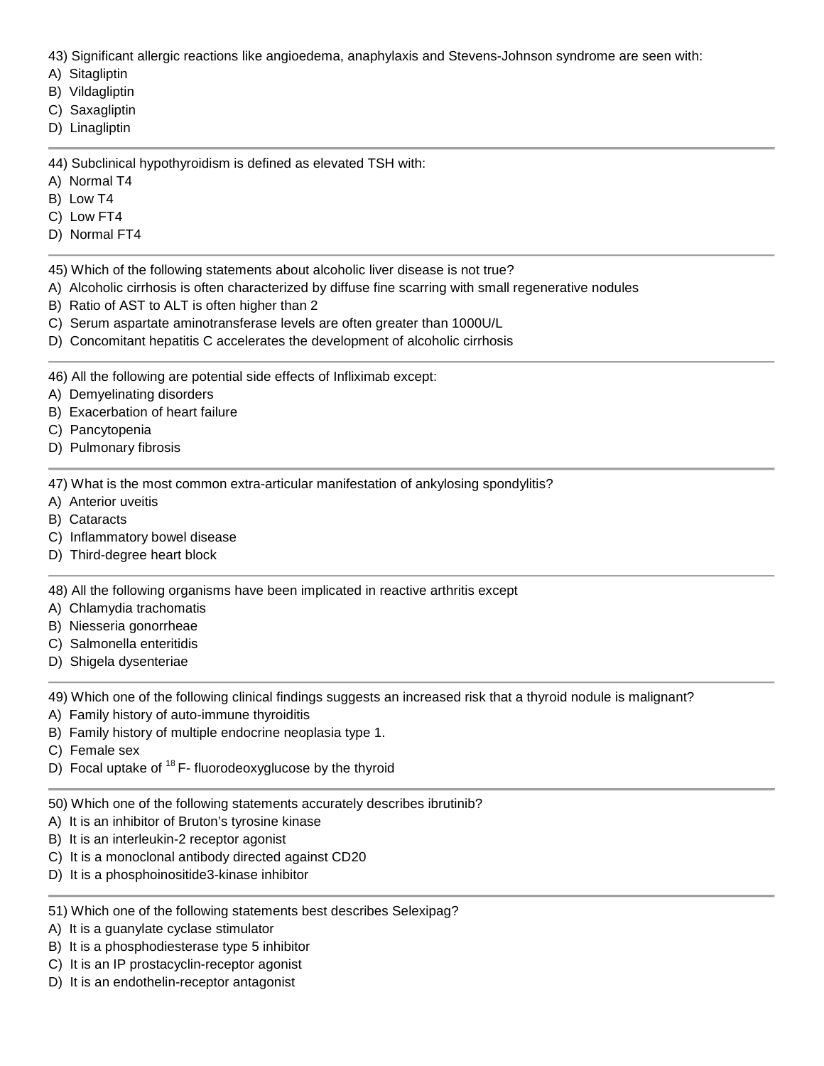43) Significant allergic reactions like angioedema, anaphylaxis and Stevens-Johnson syndrome are seen with:
A) Sitagliptin
B) Vildagliptin
C) Saxagliptin
D) Linagliptin

---

44) Subclinical hypothyroidism is defined as elevated TSH with:
A) Normal T4
B) Low T4
C) Low FT4
D) Normal FT4

---

45) Which of the following statements about alcoholic liver disease is not true?
A) Alcoholic cirrhosis is often characterized by diffuse fine scarring with small regenerative nodules
B) Ratio of AST to ALT is often higher than 2
C) Serum aspartate aminotransferase levels are often greater than 1000U/L
D) Concomitant hepatitis C accelerates the development of alcoholic cirrhosis

---

46) All the following are potential side effects of Infliximab except:
A) Demyelinating disorders
B) Exacerbation of heart failure
C) Pancytopenia
D) Pulmonary fibrosis

---

47) What is the most common extra-articular manifestation of ankylosing spondylitis?
A) Anterior uveitis
B) Cataracts
C) Inflammatory bowel disease
D) Third-degree heart block

---

48) All the following organisms have been implicated in reactive arthritis except
A) Chlamydia trachomatis
B) Niesseria gonorrheae
C) Salmonella enteritidis
D) Shigela dysenteriae

---

49) Which one of the following clinical findings suggests an increased risk that a thyroid nodule is malignant?
A) Family history of auto-immune thyroiditis
B) Family history of multiple endocrine neoplasia type 1.
C) Female sex
D) Focal uptake of $^{18}$F- fluorodeoxyglucose by the thyroid

---

50) Which one of the following statements accurately describes ibrutinib?
A) It is an inhibitor of Bruton's tyrosine kinase
B) It is an interleukin-2 receptor agonist
C) It is a monoclonal antibody directed against CD20
D) It is a phosphoinositide3-kinase inhibitor

---

51) Which one of the following statements best describes Selexipag?
A) It is a guanylate cyclase stimulator
B) It is a phosphodiesterase type 5 inhibitor
C) It is an IP prostacyclin-receptor agonist
D) It is an endothelin-receptor antagonist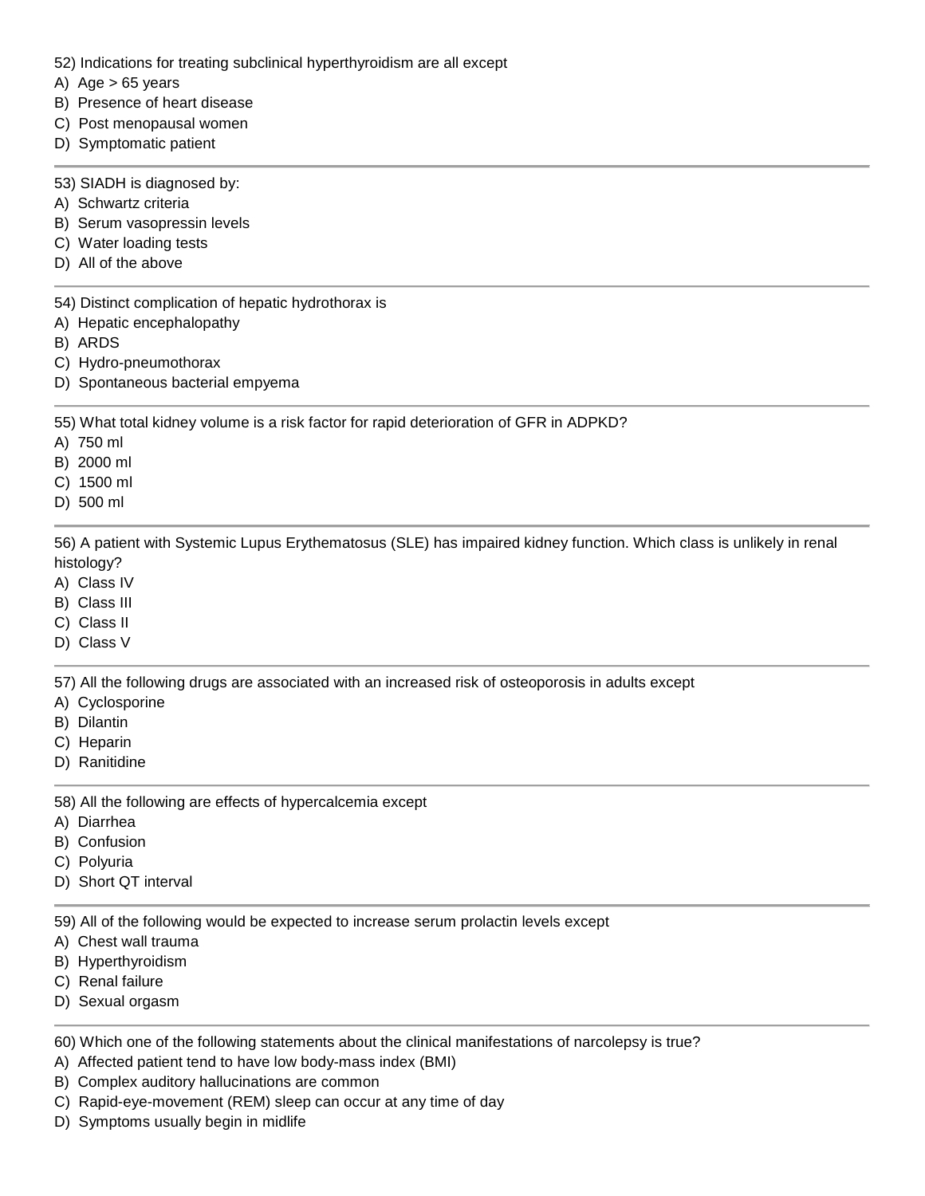52) Indications for treating subclinical hyperthyroidism are all except

A) Age > 65 years
B) Presence of heart disease
C) Post menopausal women
D) Symptomatic patient

---

53) SIADH is diagnosed by:

A) Schwartz criteria
B) Serum vasopressin levels
C) Water loading tests
D) All of the above

---

54) Distinct complication of hepatic hydrothorax is

A) Hepatic encephalopathy
B) ARDS
C) Hydro-pneumothorax
D) Spontaneous bacterial empyema

---

55) What total kidney volume is a risk factor for rapid deterioration of GFR in ADPKD?

A) 750 ml
B) 2000 ml
C) 1500 ml
D) 500 ml

---

56) A patient with Systemic Lupus Erythematosus (SLE) has impaired kidney function. Which class is unlikely in renal histology?

A) Class IV
B) Class III
C) Class II
D) Class V

---

57) All the following drugs are associated with an increased risk of osteoporosis in adults except

A) Cyclosporine
B) Dilantin
C) Heparin
D) Ranitidine

---

58) All the following are effects of hypercalcemia except

A) Diarrhea
B) Confusion
C) Polyuria
D) Short QT interval

---

59) All of the following would be expected to increase serum prolactin levels except

A) Chest wall trauma
B) Hyperthyroidism
C) Renal failure
D) Sexual orgasm

---

60) Which one of the following statements about the clinical manifestations of narcolepsy is true?

A) Affected patient tend to have low body-mass index (BMI)
B) Complex auditory hallucinations are common
C) Rapid-eye-movement (REM) sleep can occur at any time of day
D) Symptoms usually begin in midlife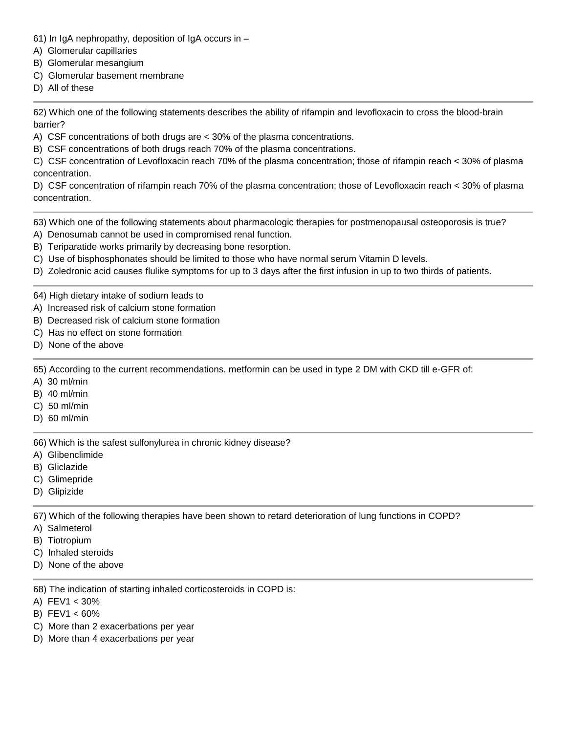61) In IgA nephropathy, deposition of IgA occurs in –
A) Glomerular capillaries
B) Glomerular mesangium
C) Glomerular basement membrane
D) All of these

---

62) Which one of the following statements describes the ability of rifampin and levofloxacin to cross the blood-brain barrier?
A) CSF concentrations of both drugs are < 30% of the plasma concentrations.
B) CSF concentrations of both drugs reach 70% of the plasma concentrations.
C) CSF concentration of Levofloxacin reach 70% of the plasma concentration; those of rifampin reach < 30% of plasma concentration.
D) CSF concentration of rifampin reach 70% of the plasma concentration; those of Levofloxacin reach < 30% of plasma concentration.

---

63) Which one of the following statements about pharmacologic therapies for postmenopausal osteoporosis is true?
A) Denosumab cannot be used in compromised renal function.
B) Teriparatide works primarily by decreasing bone resorption.
C) Use of bisphosphonates should be limited to those who have normal serum Vitamin D levels.
D) Zoledronic acid causes flulike symptoms for up to 3 days after the first infusion in up to two thirds of patients.

---

64) High dietary intake of sodium leads to
A) Increased risk of calcium stone formation
B) Decreased risk of calcium stone formation
C) Has no effect on stone formation
D) None of the above

---

65) According to the current recommendations. metformin can be used in type 2 DM with CKD till e-GFR of:
A) 30 ml/min
B) 40 ml/min
C) 50 ml/min
D) 60 ml/min

---

66) Which is the safest sulfonylurea in chronic kidney disease?
A) Glibenclimide
B) Gliclazide
C) Glimepride
D) Glipizide

---

67) Which of the following therapies have been shown to retard deterioration of lung functions in COPD?
A) Salmeterol
B) Tiotropium
C) Inhaled steroids
D) None of the above

---

68) The indication of starting inhaled corticosteroids in COPD is:
A) FEV1 < 30%
B) FEV1 < 60%
C) More than 2 exacerbations per year
D) More than 4 exacerbations per year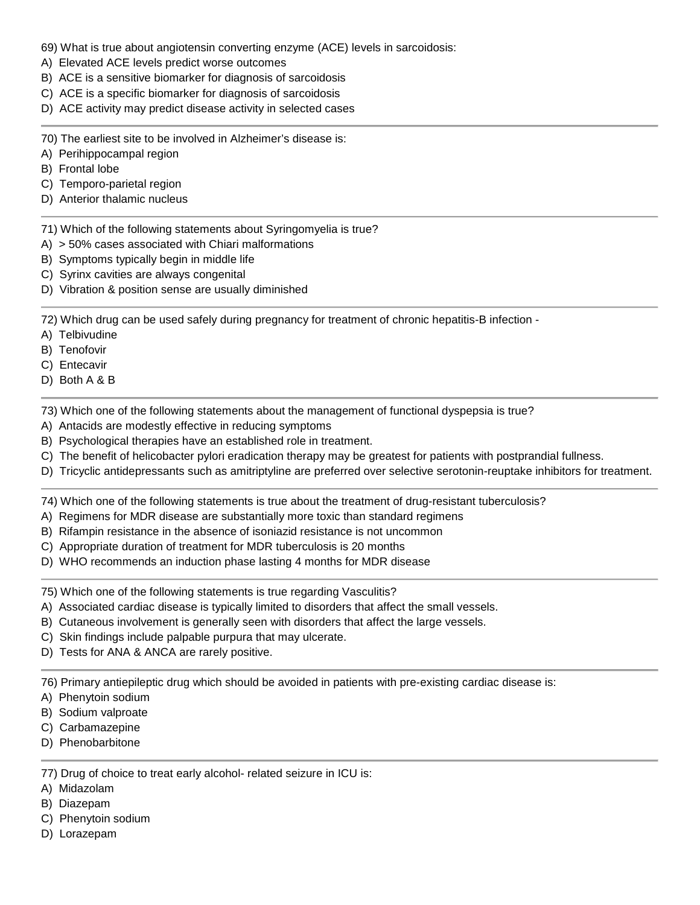69) What is true about angiotensin converting enzyme (ACE) levels in sarcoidosis:

A) Elevated ACE levels predict worse outcomes
B) ACE is a sensitive biomarker for diagnosis of sarcoidosis
C) ACE is a specific biomarker for diagnosis of sarcoidosis
D) ACE activity may predict disease activity in selected cases

---

70) The earliest site to be involved in Alzheimer's disease is:

A) Perihippocampal region
B) Frontal lobe
C) Temporo-parietal region
D) Anterior thalamic nucleus

---

71) Which of the following statements about Syringomyelia is true?

A) > 50% cases associated with Chiari malformations
B) Symptoms typically begin in middle life
C) Syrinx cavities are always congenital
D) Vibration & position sense are usually diminished

---

72) Which drug can be used safely during pregnancy for treatment of chronic hepatitis-B infection -

A) Telbivudine
B) Tenofovir
C) Entecavir
D) Both A & B

---

73) Which one of the following statements about the management of functional dyspepsia is true?

A) Antacids are modestly effective in reducing symptoms
B) Psychological therapies have an established role in treatment.
C) The benefit of helicobacter pylori eradication therapy may be greatest for patients with postprandial fullness.
D) Tricyclic antidepressants such as amitriptyline are preferred over selective serotonin-reuptake inhibitors for treatment.

---

74) Which one of the following statements is true about the treatment of drug-resistant tuberculosis?

A) Regimens for MDR disease are substantially more toxic than standard regimens
B) Rifampin resistance in the absence of isoniazid resistance is not uncommon
C) Appropriate duration of treatment for MDR tuberculosis is 20 months
D) WHO recommends an induction phase lasting 4 months for MDR disease

---

75) Which one of the following statements is true regarding Vasculitis?

A) Associated cardiac disease is typically limited to disorders that affect the small vessels.
B) Cutaneous involvement is generally seen with disorders that affect the large vessels.
C) Skin findings include palpable purpura that may ulcerate.
D) Tests for ANA & ANCA are rarely positive.

---

76) Primary antiepileptic drug which should be avoided in patients with pre-existing cardiac disease is:

A) Phenytoin sodium
B) Sodium valproate
C) Carbamazepine
D) Phenobarbitone

---

77) Drug of choice to treat early alcohol- related seizure in ICU is:

A) Midazolam
B) Diazepam
C) Phenytoin sodium
D) Lorazepam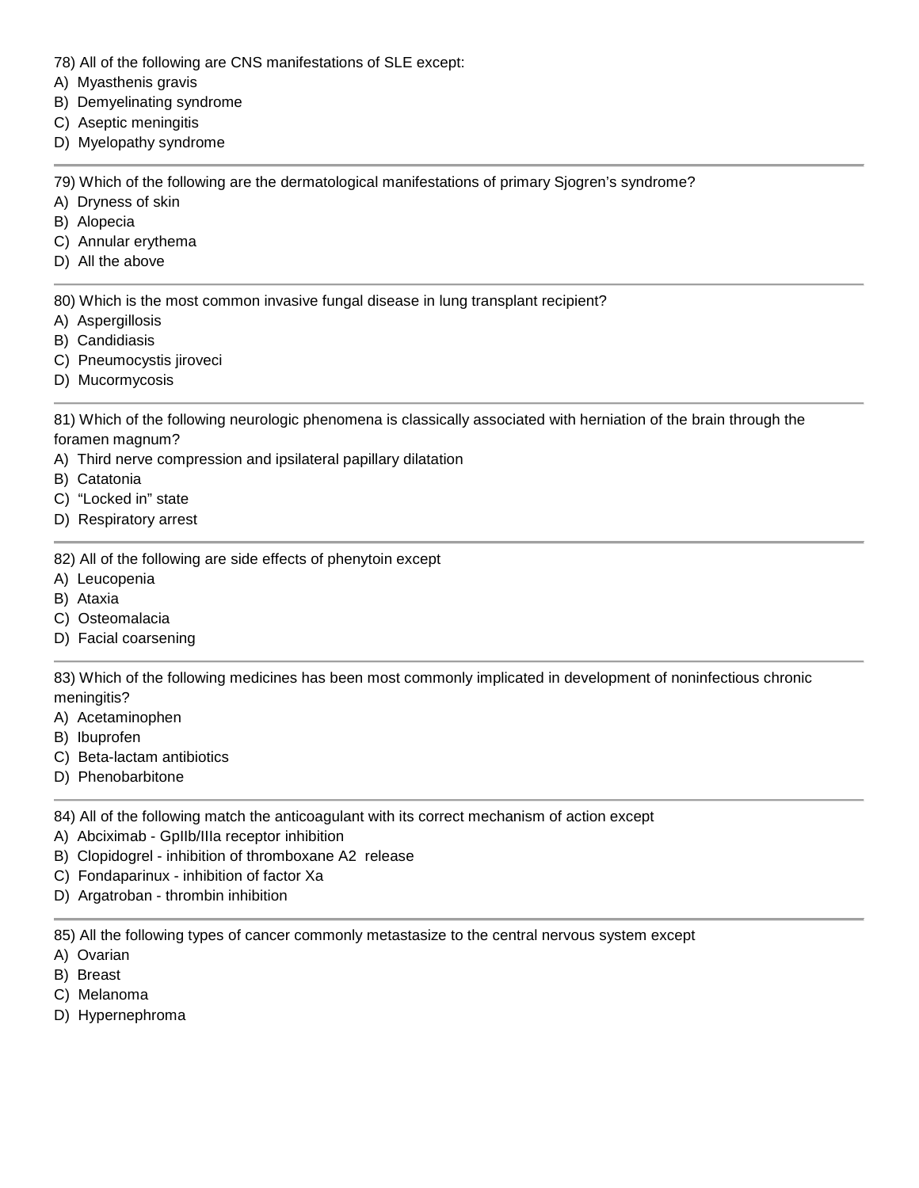78) All of the following are CNS manifestations of SLE except:

A) Myasthenis gravis
B) Demyelinating syndrome
C) Aseptic meningitis
D) Myelopathy syndrome

---

79) Which of the following are the dermatological manifestations of primary Sjogren's syndrome?

A) Dryness of skin
B) Alopecia
C) Annular erythema
D) All the above

---

80) Which is the most common invasive fungal disease in lung transplant recipient?

A) Aspergillosis
B) Candidiasis
C) Pneumocystis jiroveci
D) Mucormycosis

---

81) Which of the following neurologic phenomena is classically associated with herniation of the brain through the foramen magnum?

A) Third nerve compression and ipsilateral papillary dilatation
B) Catatonia
C) "Locked in" state
D) Respiratory arrest

---

82) All of the following are side effects of phenytoin except

A) Leucopenia
B) Ataxia
C) Osteomalacia
D) Facial coarsening

---

83) Which of the following medicines has been most commonly implicated in development of noninfectious chronic meningitis?

A) Acetaminophen
B) Ibuprofen
C) Beta-lactam antibiotics
D) Phenobarbitone

---

84) All of the following match the anticoagulant with its correct mechanism of action except

A) Abciximab - GpIIb/IIIa receptor inhibition
B) Clopidogrel - inhibition of thromboxane A2 release
C) Fondaparinux - inhibition of factor Xa
D) Argatroban - thrombin inhibition

---

85) All the following types of cancer commonly metastasize to the central nervous system except

A) Ovarian
B) Breast
C) Melanoma
D) Hypernephroma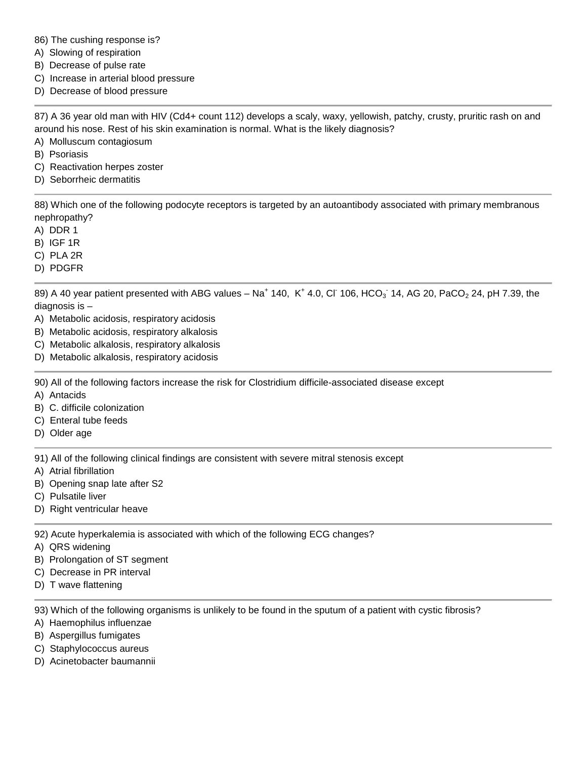86) The cushing response is?
A) Slowing of respiration
B) Decrease of pulse rate
C) Increase in arterial blood pressure
D) Decrease of blood pressure

---

87) A 36 year old man with HIV (Cd4+ count 112) develops a scaly, waxy, yellowish, patchy, crusty, pruritic rash on and around his nose. Rest of his skin examination is normal. What is the likely diagnosis?
A) Molluscum contagiosum
B) Psoriasis
C) Reactivation herpes zoster
D) Seborrheic dermatitis

---

88) Which one of the following podocyte receptors is targeted by an autoantibody associated with primary membranous nephropathy?
A) DDR 1
B) IGF 1R
C) PLA 2R
D) PDGFR

---

89) A 40 year patient presented with ABG values – $Na^+$ 140, $K^+$ 4.0, $Cl^-$ 106, $HCO_3^-$ 14, AG 20, $PaCO_2$ 24, pH 7.39, the diagnosis is –
A) Metabolic acidosis, respiratory acidosis
B) Metabolic acidosis, respiratory alkalosis
C) Metabolic alkalosis, respiratory alkalosis
D) Metabolic alkalosis, respiratory acidosis

---

90) All of the following factors increase the risk for Clostridium difficile-associated disease except
A) Antacids
B) C. difficile colonization
C) Enteral tube feeds
D) Older age

---

91) All of the following clinical findings are consistent with severe mitral stenosis except
A) Atrial fibrillation
B) Opening snap late after S2
C) Pulsatile liver
D) Right ventricular heave

---

92) Acute hyperkalemia is associated with which of the following ECG changes?
A) QRS widening
B) Prolongation of ST segment
C) Decrease in PR interval
D) T wave flattening

---

93) Which of the following organisms is unlikely to be found in the sputum of a patient with cystic fibrosis?
A) Haemophilus influenzae
B) Aspergillus fumigates
C) Staphylococcus aureus
D) Acinetobacter baumannii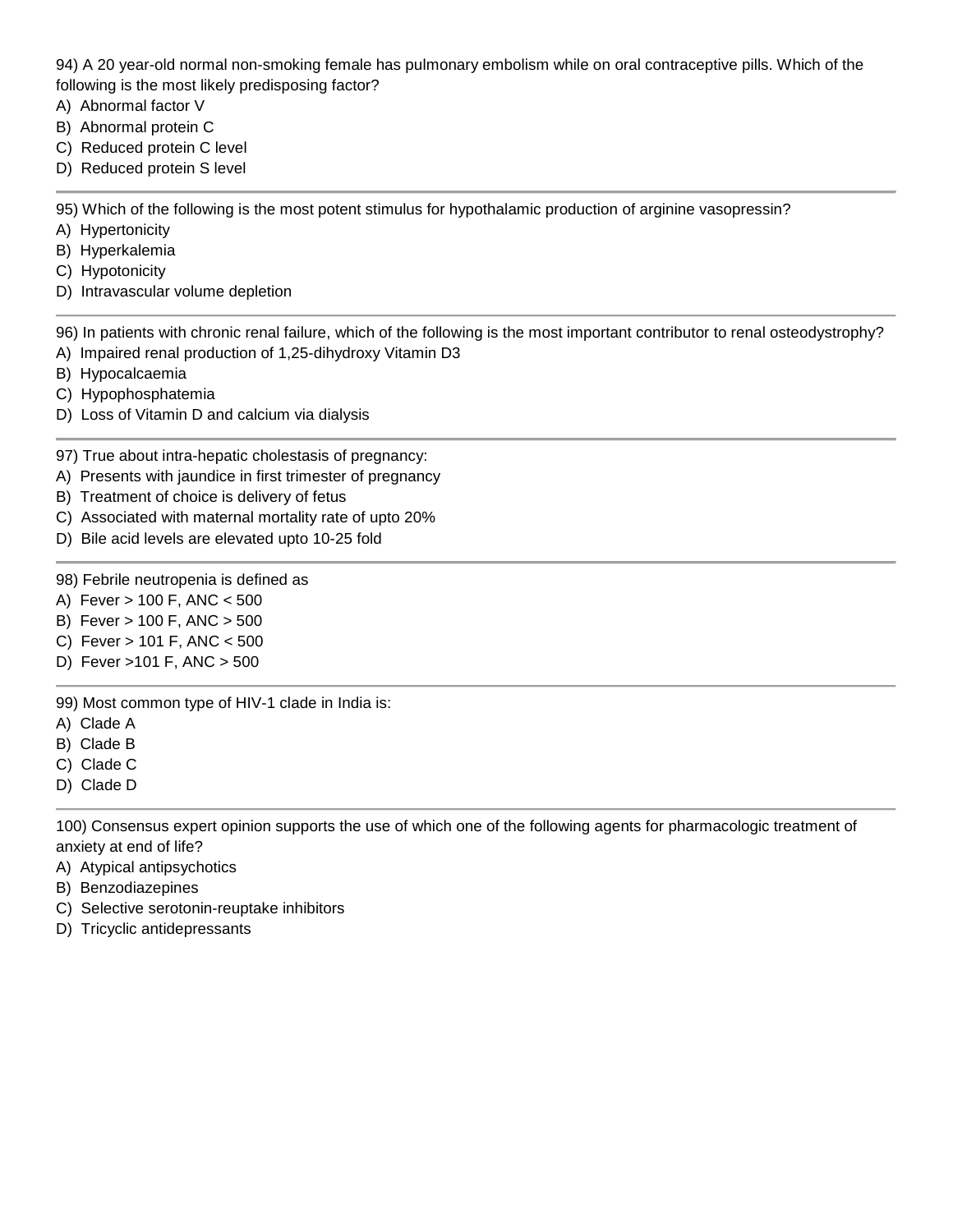94) A 20 year-old normal non-smoking female has pulmonary embolism while on oral contraceptive pills. Which of the following is the most likely predisposing factor?
A) Abnormal factor V
B) Abnormal protein C
C) Reduced protein C level
D) Reduced protein S level

---

95) Which of the following is the most potent stimulus for hypothalamic production of arginine vasopressin?
A) Hypertonicity
B) Hyperkalemia
C) Hypotonicity
D) Intravascular volume depletion

---

96) In patients with chronic renal failure, which of the following is the most important contributor to renal osteodystrophy?
A) Impaired renal production of 1,25-dihydroxy Vitamin D3
B) Hypocalcaemia
C) Hypophosphatemia
D) Loss of Vitamin D and calcium via dialysis

---

97) True about intra-hepatic cholestasis of pregnancy:
A) Presents with jaundice in first trimester of pregnancy
B) Treatment of choice is delivery of fetus
C) Associated with maternal mortality rate of upto 20%
D) Bile acid levels are elevated upto 10-25 fold

---

98) Febrile neutropenia is defined as
A) Fever > 100 F, ANC < 500
B) Fever > 100 F, ANC > 500
C) Fever > 101 F, ANC < 500
D) Fever >101 F, ANC > 500

---

99) Most common type of HIV-1 clade in India is:
A) Clade A
B) Clade B
C) Clade C
D) Clade D

---

100) Consensus expert opinion supports the use of which one of the following agents for pharmacologic treatment of anxiety at end of life?
A) Atypical antipsychotics
B) Benzodiazepines
C) Selective serotonin-reuptake inhibitors
D) Tricyclic antidepressants